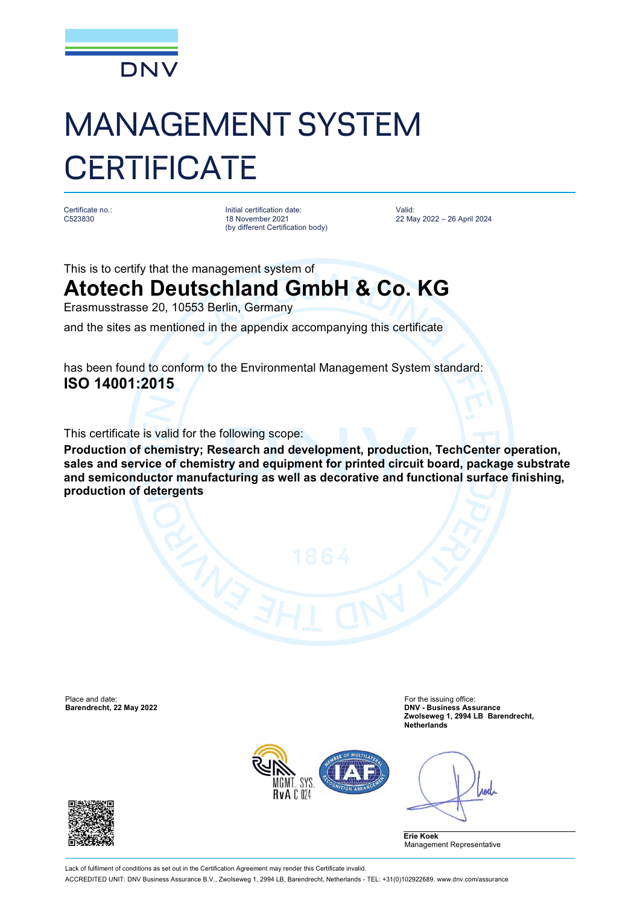DNV

# MANAGEMENT SYSTEM CERTIFICATE

Certificate no.:
C523830

Initial certification date:
18 November 2021
(by different Certification body)

Valid:
22 May 2022 – 26 April 2024

This is to certify that the management system of

## Atotech Deutschland GmbH & Co. KG

Erasmusstrasse 20, 10553 Berlin, Germany

and the sites as mentioned in the appendix accompanying this certificate

has been found to conform to the Environmental Management System standard:

**ISO 14001:2015**

This certificate is valid for the following scope:

**Production of chemistry; Research and development, production, TechCenter operation, sales and service of chemistry and equipment for printed circuit board, package substrate and semiconductor manufacturing as well as decorative and functional surface finishing, production of detergents**

Place and date:
**Barendrecht, 22 May 2022**

For the issuing office:
**DNV - Business Assurance**
**Zwolseweg 1, 2994 LB Barendrecht, Netherlands**

**Erie Koek**
Management Representative

Lack of fulfilment of conditions as set out in the Certification Agreement may render this Certificate invalid.

ACCREDITED UNIT: DNV Business Assurance B.V., Zwolseweg 1, 2994 LB, Barendrecht, Netherlands - TEL: +31(0)102922689. www.dnv.com/assurance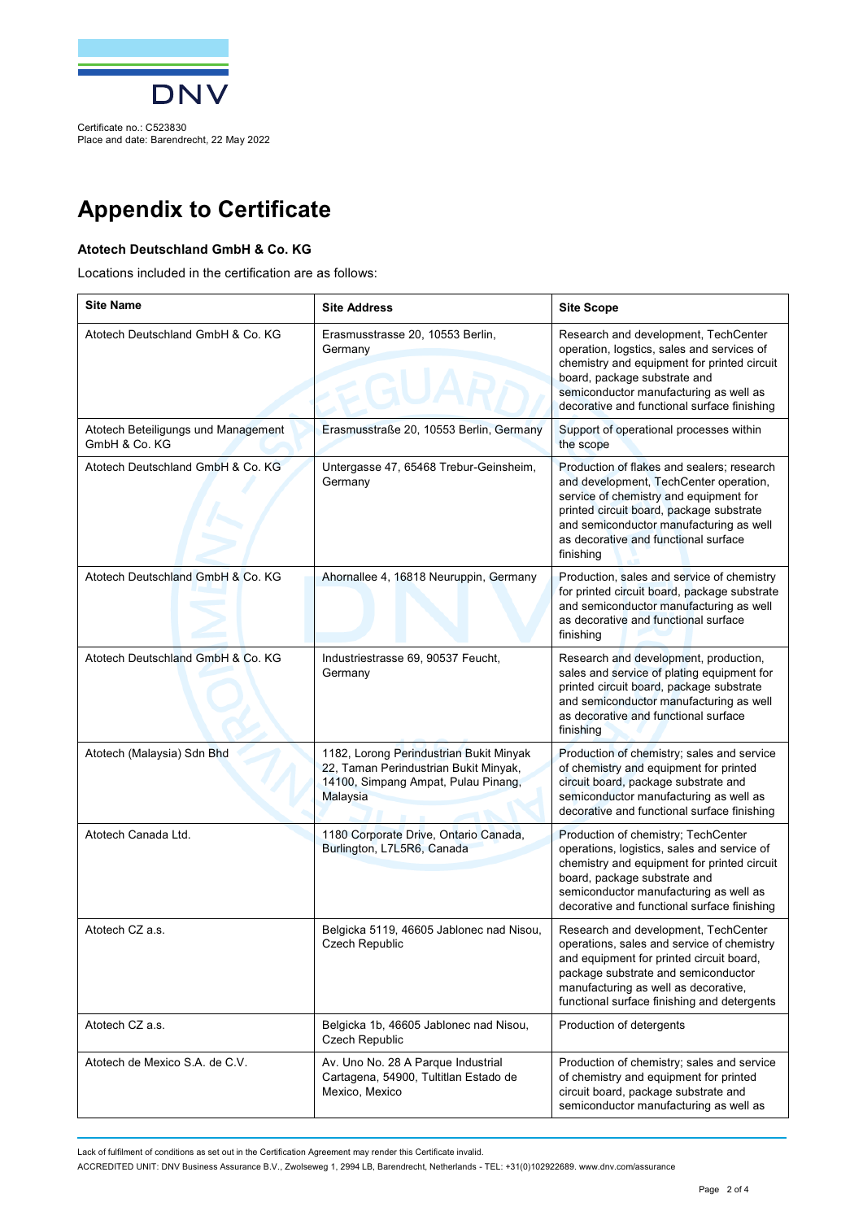Certificate no.: C523830
Place and date: Barendrecht, 22 May 2022

# Appendix to Certificate

**Atotech Deutschland GmbH & Co. KG**

Locations included in the certification are as follows:

| Site Name | Site Address | Site Scope |
| --- | --- | --- |
| Atotech Deutschland GmbH & Co. KG | Erasmusstrasse 20, 10553 Berlin, Germany | Research and development, TechCenter operation, logstics, sales and services of chemistry and equipment for printed circuit board, package substrate and semiconductor manufacturing as well as decorative and functional surface finishing |
| Atotech Beteiligungs und Management GmbH & Co. KG | Erasmusstraße 20, 10553 Berlin, Germany | Support of operational processes within the scope |
| Atotech Deutschland GmbH & Co. KG | Untergasse 47, 65468 Trebur-Geinsheim, Germany | Production of flakes and sealers; research and development, TechCenter operation, service of chemistry and equipment for printed circuit board, package substrate and semiconductor manufacturing as well as decorative and functional surface finishing |
| Atotech Deutschland GmbH & Co. KG | Ahornallee 4, 16818 Neuruppin, Germany | Production, sales and service of chemistry for printed circuit board, package substrate and semiconductor manufacturing as well as decorative and functional surface finishing |
| Atotech Deutschland GmbH & Co. KG | Industriestrasse 69, 90537 Feucht, Germany | Research and development, production, sales and service of plating equipment for printed circuit board, package substrate and semiconductor manufacturing as well as decorative and functional surface finishing |
| Atotech (Malaysia) Sdn Bhd | 1182, Lorong Perindustrian Bukit Minyak 22, Taman Perindustrian Bukit Minyak, 14100, Simpang Ampat, Pulau Pinang, Malaysia | Production of chemistry; sales and service of chemistry and equipment for printed circuit board, package substrate and semiconductor manufacturing as well as decorative and functional surface finishing |
| Atotech Canada Ltd. | 1180 Corporate Drive, Ontario Canada, Burlington, L7L5R6, Canada | Production of chemistry; TechCenter operations, logistics, sales and service of chemistry and equipment for printed circuit board, package substrate and semiconductor manufacturing as well as decorative and functional surface finishing |
| Atotech CZ a.s. | Belgicka 5119, 46605 Jablonec nad Nisou, Czech Republic | Research and development, TechCenter operations, sales and service of chemistry and equipment for printed circuit board, package substrate and semiconductor manufacturing as well as decorative, functional surface finishing and detergents |
| Atotech CZ a.s. | Belgicka 1b, 46605 Jablonec nad Nisou, Czech Republic | Production of detergents |
| Atotech de Mexico S.A. de C.V. | Av. Uno No. 28 A Parque Industrial Cartagena, 54900, Tultitlan Estado de Mexico, Mexico | Production of chemistry; sales and service of chemistry and equipment for printed circuit board, package substrate and semiconductor manufacturing as well as |

Lack of fulfilment of conditions as set out in the Certification Agreement may render this Certificate invalid.

ACCREDITED UNIT: DNV Business Assurance B.V., Zwolseweg 1, 2994 LB, Barendrecht, Netherlands - TEL: +31(0)102922689. www.dnv.com/assurance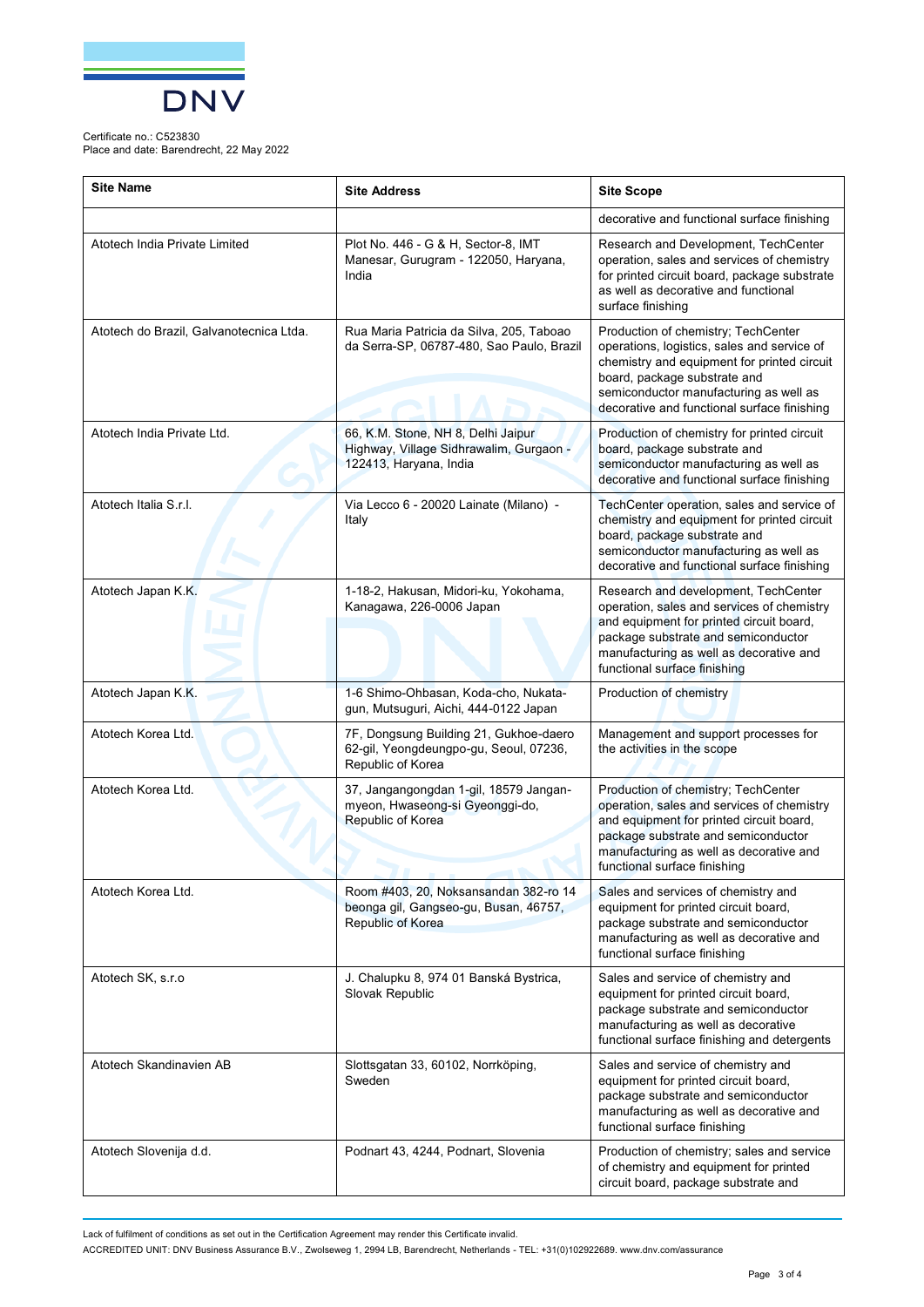Certificate no.: C523830
Place and date: Barendrecht, 22 May 2022

| Site Name | Site Address | Site Scope |
|---|---|---|
| | | decorative and functional surface finishing |
| Atotech India Private Limited | Plot No. 446 - G & H, Sector-8, IMT Manesar, Gurugram - 122050, Haryana, India | Research and Development, TechCenter operation, sales and services of chemistry for printed circuit board, package substrate as well as decorative and functional surface finishing |
| Atotech do Brazil, Galvanotecnica Ltda. | Rua Maria Patricia da Silva, 205, Taboao da Serra-SP, 06787-480, Sao Paulo, Brazil | Production of chemistry; TechCenter operations, logistics, sales and service of chemistry and equipment for printed circuit board, package substrate and semiconductor manufacturing as well as decorative and functional surface finishing |
| Atotech India Private Ltd. | 66, K.M. Stone, NH 8, Delhi Jaipur Highway, Village Sidhrawalim, Gurgaon - 122413, Haryana, India | Production of chemistry for printed circuit board, package substrate and semiconductor manufacturing as well as decorative and functional surface finishing |
| Atotech Italia S.r.l. | Via Lecco 6 - 20020 Lainate (Milano) - Italy | TechCenter operation, sales and service of chemistry and equipment for printed circuit board, package substrate and semiconductor manufacturing as well as decorative and functional surface finishing |
| Atotech Japan K.K. | 1-18-2, Hakusan, Midori-ku, Yokohama, Kanagawa, 226-0006 Japan | Research and development, TechCenter operation, sales and services of chemistry and equipment for printed circuit board, package substrate and semiconductor manufacturing as well as decorative and functional surface finishing |
| Atotech Japan K.K. | 1-6 Shimo-Ohbasan, Koda-cho, Nukata-gun, Mutsuguri, Aichi, 444-0122 Japan | Production of chemistry |
| Atotech Korea Ltd. | 7F, Dongsung Building 21, Gukhoe-daero 62-gil, Yeongdeungpo-gu, Seoul, 07236, Republic of Korea | Management and support processes for the activities in the scope |
| Atotech Korea Ltd. | 37, Jangangongdan 1-gil, 18579 Jangan-myeon, Hwaseong-si Gyeonggi-do, Republic of Korea | Production of chemistry; TechCenter operation, sales and services of chemistry and equipment for printed circuit board, package substrate and semiconductor manufacturing as well as decorative and functional surface finishing |
| Atotech Korea Ltd. | Room #403, 20, Noksansandan 382-ro 14 beonga gil, Gangseo-gu, Busan, 46757, Republic of Korea | Sales and services of chemistry and equipment for printed circuit board, package substrate and semiconductor manufacturing as well as decorative and functional surface finishing |
| Atotech SK, s.r.o | J. Chalupku 8, 974 01 Banská Bystrica, Slovak Republic | Sales and service of chemistry and equipment for printed circuit board, package substrate and semiconductor manufacturing as well as decorative functional surface finishing and detergents |
| Atotech Skandinavien AB | Slottsgatan 33, 60102, Norrköping, Sweden | Sales and service of chemistry and equipment for printed circuit board, package substrate and semiconductor manufacturing as well as decorative and functional surface finishing |
| Atotech Slovenija d.d. | Podnart 43, 4244, Podnart, Slovenia | Production of chemistry; sales and service of chemistry and equipment for printed circuit board, package substrate and |

Lack of fulfilment of conditions as set out in the Certification Agreement may render this Certificate invalid.

ACCREDITED UNIT: DNV Business Assurance B.V., Zwolseweg 1, 2994 LB, Barendrecht, Netherlands - TEL: +31(0)102922689. www.dnv.com/assurance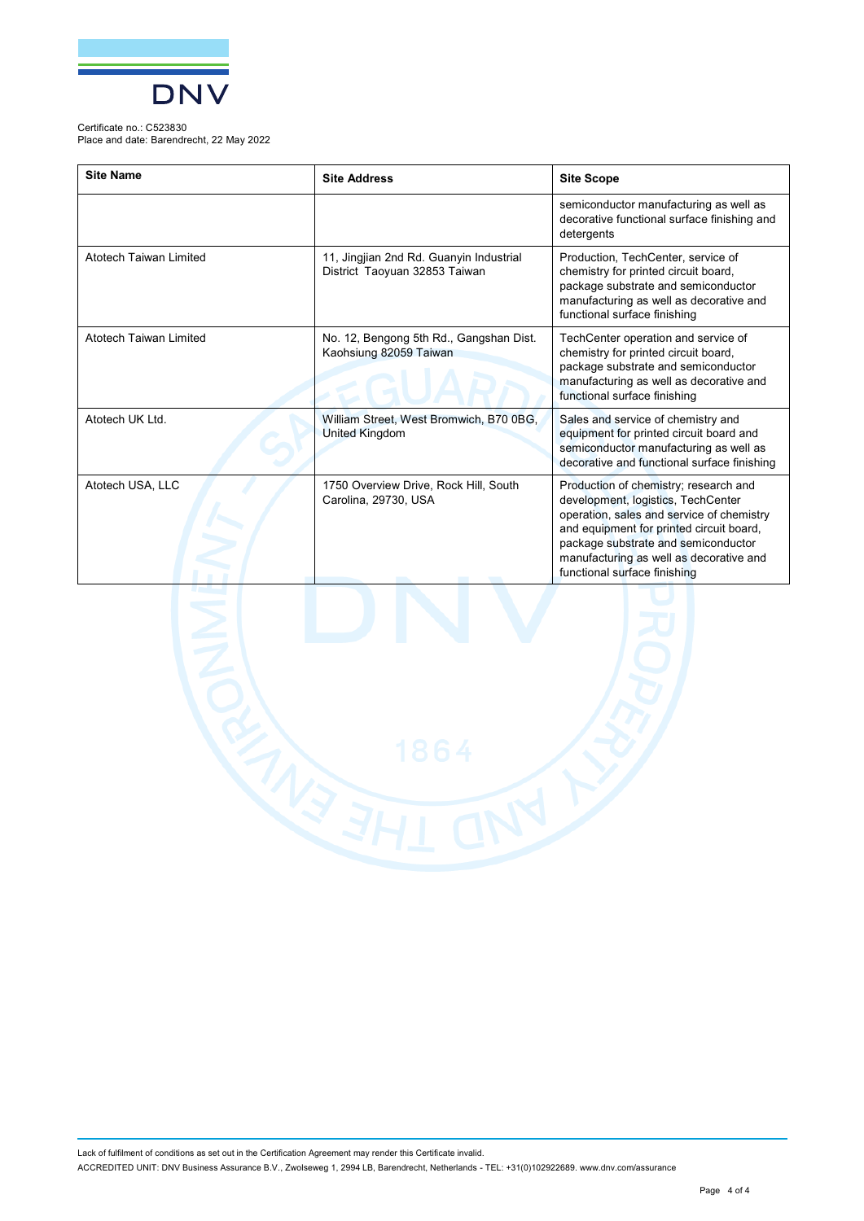Certificate no.: C523830
Place and date: Barendrecht, 22 May 2022

| Site Name | Site Address | Site Scope |
|---|---|---|
| | | semiconductor manufacturing as well as decorative functional surface finishing and detergents |
| Atotech Taiwan Limited | 11, Jingjian 2nd Rd. Guanyin Industrial District Taoyuan 32853 Taiwan | Production, TechCenter, service of chemistry for printed circuit board, package substrate and semiconductor manufacturing as well as decorative and functional surface finishing |
| Atotech Taiwan Limited | No. 12, Bengong 5th Rd., Gangshan Dist. Kaohsiung 82059 Taiwan | TechCenter operation and service of chemistry for printed circuit board, package substrate and semiconductor manufacturing as well as decorative and functional surface finishing |
| Atotech UK Ltd. | William Street, West Bromwich, B70 0BG, United Kingdom | Sales and service of chemistry and equipment for printed circuit board and semiconductor manufacturing as well as decorative and functional surface finishing |
| Atotech USA, LLC | 1750 Overview Drive, Rock Hill, South Carolina, 29730, USA | Production of chemistry; research and development, logistics, TechCenter operation, sales and service of chemistry and equipment for printed circuit board, package substrate and semiconductor manufacturing as well as decorative and functional surface finishing |

Lack of fulfilment of conditions as set out in the Certification Agreement may render this Certificate invalid.

ACCREDITED UNIT: DNV Business Assurance B.V., Zwolseweg 1, 2994 LB, Barendrecht, Netherlands - TEL: +31(0)102922689. www.dnv.com/assurance